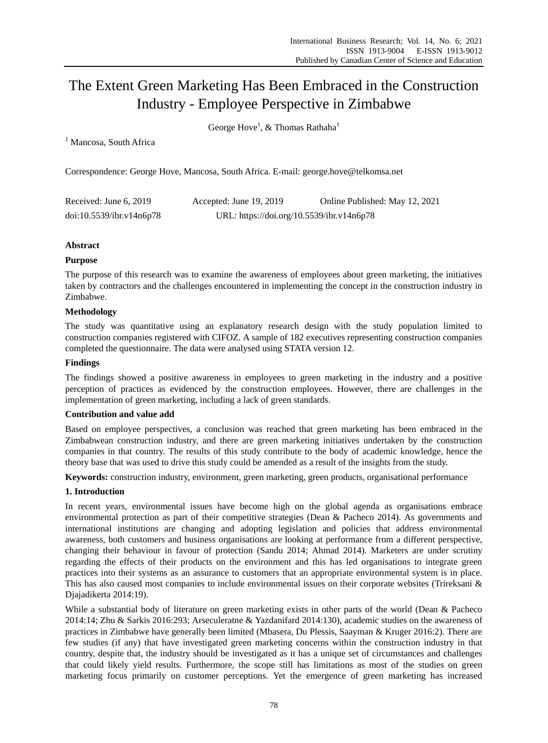# The Extent Green Marketing Has Been Embraced in the Construction Industry - Employee Perspective in Zimbabwe

George Hove[1], & Thomas Rathaha[1]

[1] Mancosa, South Africa

Correspondence: George Hove, Mancosa, South Africa. E-mail: george.hove@telkomsa.net

Received: June 6, 2019 Accepted: June 19, 2019 Online Published: May 12, 2021

doi:10.5539/ibr.v14n6p78 URL: https://doi.org/10.5539/ibr.v14n6p78

**Abstract**

**Purpose**

The purpose of this research was to examine the awareness of employees about green marketing, the initiatives taken by contractors and the challenges encountered in implementing the concept in the construction industry in Zimbabwe.

**Methodology**

The study was quantitative using an explanatory research design with the study population limited to construction companies registered with CIFOZ. A sample of 182 executives representing construction companies completed the questionnaire. The data were analysed using STATA version 12.

**Findings**

The findings showed a positive awareness in employees to green marketing in the industry and a positive perception of practices as evidenced by the construction employees. However, there are challenges in the implementation of green marketing, including a lack of green standards.

**Contribution and value add**

Based on employee perspectives, a conclusion was reached that green marketing has been embraced in the Zimbabwean construction industry, and there are green marketing initiatives undertaken by the construction companies in that country. The results of this study contribute to the body of academic knowledge, hence the theory base that was used to drive this study could be amended as a result of the insights from the study.

**Keywords:** construction industry, environment, green marketing, green products, organisational performance

## 1. Introduction

In recent years, environmental issues have become high on the global agenda as organisations embrace environmental protection as part of their competitive strategies (Dean & Pacheco 2014). As governments and international institutions are changing and adopting legislation and policies that address environmental awareness, both customers and business organisations are looking at performance from a different perspective, changing their behaviour in favour of protection (Sandu 2014; Ahmad 2014). Marketers are under scrutiny regarding the effects of their products on the environment and this has led organisations to integrate green practices into their systems as an assurance to customers that an appropriate environmental system is in place. This has also caused most companies to include environmental issues on their corporate websites (Trireksani & Djajadikerta 2014:19).

While a substantial body of literature on green marketing exists in other parts of the world (Dean & Pacheco 2014:14; Zhu & Sarkis 2016:293; Arseculeratne & Yazdanifard 2014:130), academic studies on the awareness of practices in Zimbabwe have generally been limited (Mbasera, Du Plessis, Saayman & Kruger 2016:2). There are few studies (if any) that have investigated green marketing concerns within the construction industry in that country, despite that, the industry should be investigated as it has a unique set of circumstances and challenges that could likely yield results. Furthermore, the scope still has limitations as most of the studies on green marketing focus primarily on customer perceptions. Yet the emergence of green marketing has increased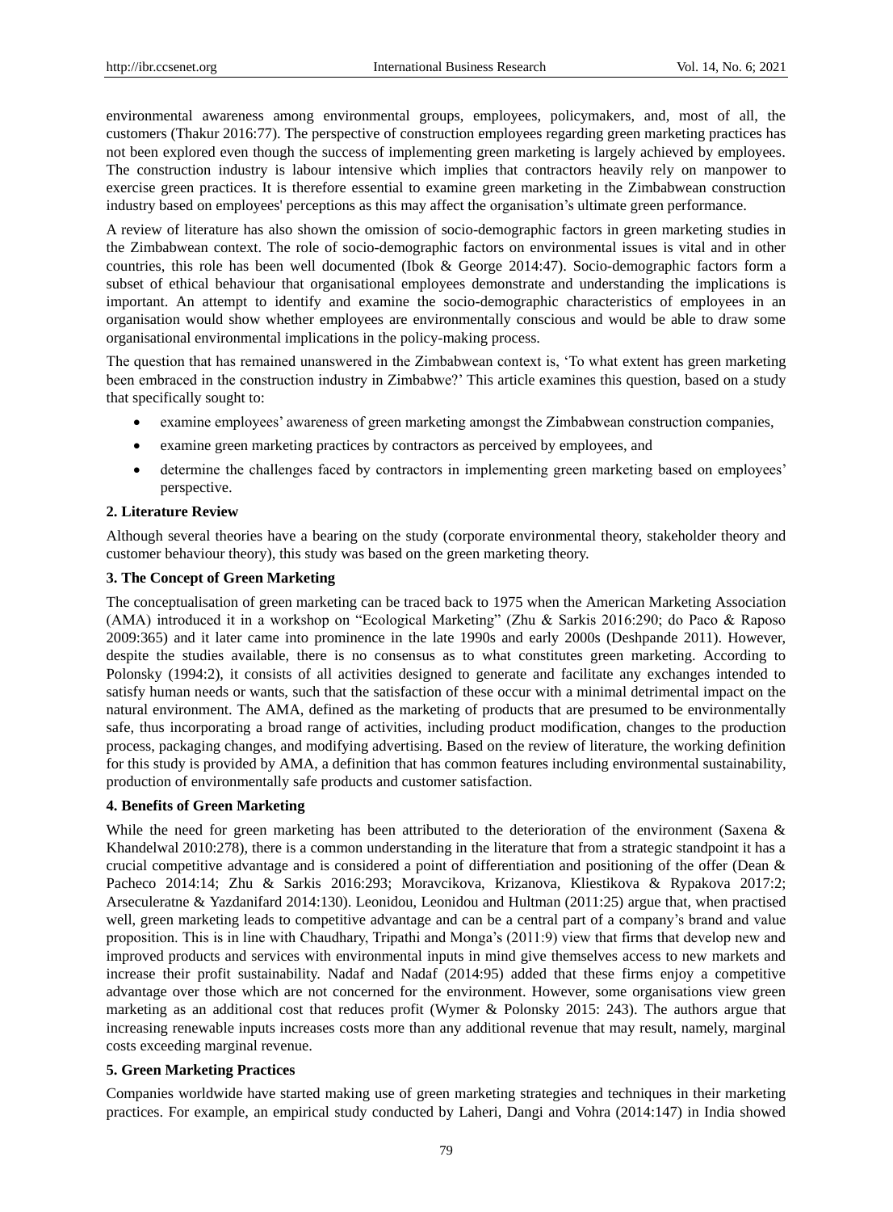environmental awareness among environmental groups, employees, policymakers, and, most of all, the customers (Thakur 2016:77). The perspective of construction employees regarding green marketing practices has not been explored even though the success of implementing green marketing is largely achieved by employees. The construction industry is labour intensive which implies that contractors heavily rely on manpower to exercise green practices. It is therefore essential to examine green marketing in the Zimbabwean construction industry based on employees' perceptions as this may affect the organisation's ultimate green performance.

A review of literature has also shown the omission of socio-demographic factors in green marketing studies in the Zimbabwean context. The role of socio-demographic factors on environmental issues is vital and in other countries, this role has been well documented (Ibok & George 2014:47). Socio-demographic factors form a subset of ethical behaviour that organisational employees demonstrate and understanding the implications is important. An attempt to identify and examine the socio-demographic characteristics of employees in an organisation would show whether employees are environmentally conscious and would be able to draw some organisational environmental implications in the policy-making process.

The question that has remained unanswered in the Zimbabwean context is, 'To what extent has green marketing been embraced in the construction industry in Zimbabwe?' This article examines this question, based on a study that specifically sought to:

- examine employees' awareness of green marketing amongst the Zimbabwean construction companies,
- examine green marketing practices by contractors as perceived by employees, and
- determine the challenges faced by contractors in implementing green marketing based on employees' perspective.

## 2. Literature Review

Although several theories have a bearing on the study (corporate environmental theory, stakeholder theory and customer behaviour theory), this study was based on the green marketing theory.

## 3. The Concept of Green Marketing

The conceptualisation of green marketing can be traced back to 1975 when the American Marketing Association (AMA) introduced it in a workshop on "Ecological Marketing" (Zhu & Sarkis 2016:290; do Paco & Raposo 2009:365) and it later came into prominence in the late 1990s and early 2000s (Deshpande 2011). However, despite the studies available, there is no consensus as to what constitutes green marketing. According to Polonsky (1994:2), it consists of all activities designed to generate and facilitate any exchanges intended to satisfy human needs or wants, such that the satisfaction of these occur with a minimal detrimental impact on the natural environment. The AMA, defined as the marketing of products that are presumed to be environmentally safe, thus incorporating a broad range of activities, including product modification, changes to the production process, packaging changes, and modifying advertising. Based on the review of literature, the working definition for this study is provided by AMA, a definition that has common features including environmental sustainability, production of environmentally safe products and customer satisfaction.

## 4. Benefits of Green Marketing

While the need for green marketing has been attributed to the deterioration of the environment (Saxena & Khandelwal 2010:278), there is a common understanding in the literature that from a strategic standpoint it has a crucial competitive advantage and is considered a point of differentiation and positioning of the offer (Dean & Pacheco 2014:14; Zhu & Sarkis 2016:293; Moravcikova, Krizanova, Kliestikova & Rypakova 2017:2; Arseculeratne & Yazdanifard 2014:130). Leonidou, Leonidou and Hultman (2011:25) argue that, when practised well, green marketing leads to competitive advantage and can be a central part of a company's brand and value proposition. This is in line with Chaudhary, Tripathi and Monga's (2011:9) view that firms that develop new and improved products and services with environmental inputs in mind give themselves access to new markets and increase their profit sustainability. Nadaf and Nadaf (2014:95) added that these firms enjoy a competitive advantage over those which are not concerned for the environment. However, some organisations view green marketing as an additional cost that reduces profit (Wymer & Polonsky 2015: 243). The authors argue that increasing renewable inputs increases costs more than any additional revenue that may result, namely, marginal costs exceeding marginal revenue.

## 5. Green Marketing Practices

Companies worldwide have started making use of green marketing strategies and techniques in their marketing practices. For example, an empirical study conducted by Laheri, Dangi and Vohra (2014:147) in India showed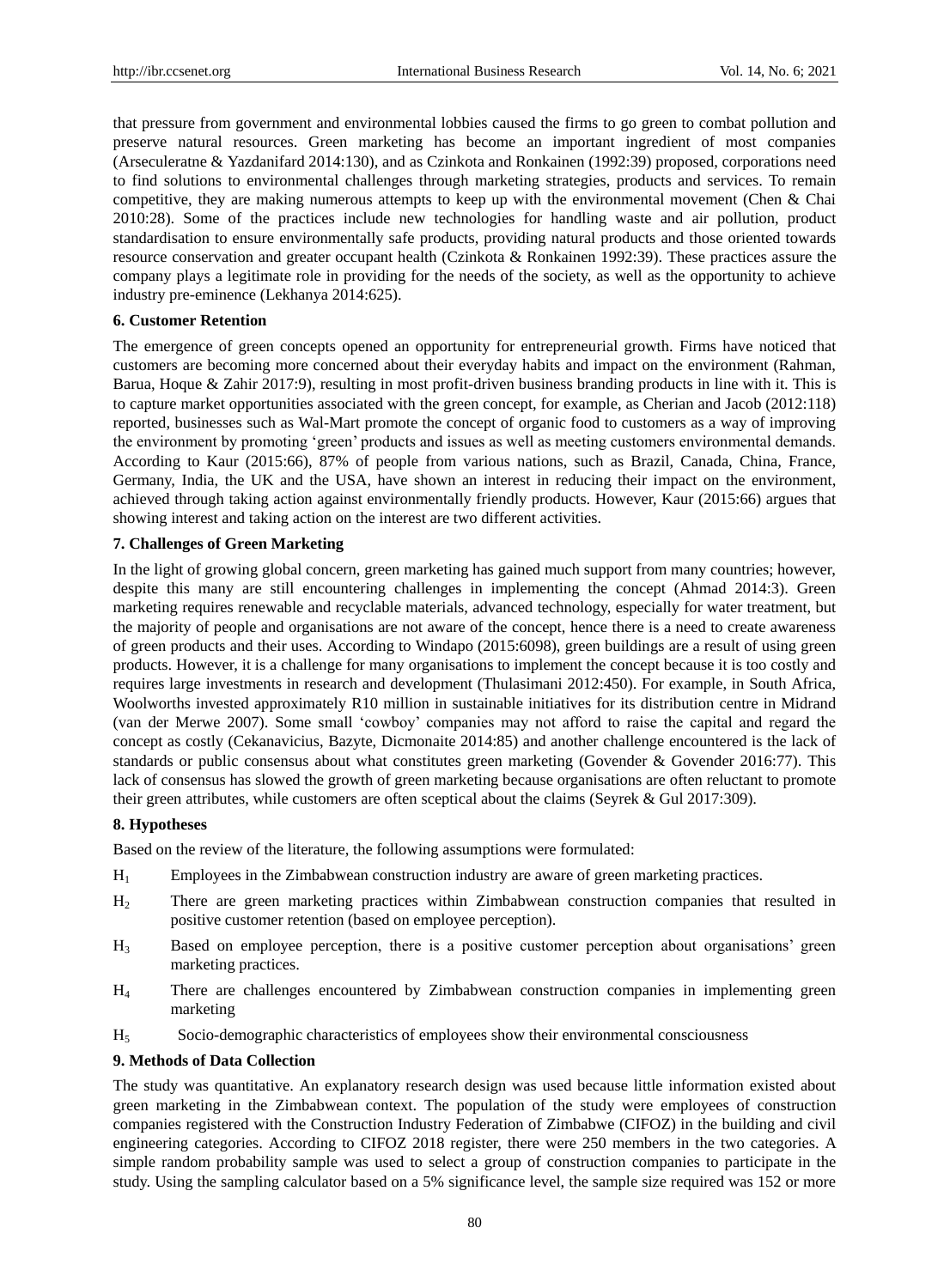that pressure from government and environmental lobbies caused the firms to go green to combat pollution and preserve natural resources. Green marketing has become an important ingredient of most companies (Arseculeratne & Yazdanifard 2014:130), and as Czinkota and Ronkainen (1992:39) proposed, corporations need to find solutions to environmental challenges through marketing strategies, products and services. To remain competitive, they are making numerous attempts to keep up with the environmental movement (Chen & Chai 2010:28). Some of the practices include new technologies for handling waste and air pollution, product standardisation to ensure environmentally safe products, providing natural products and those oriented towards resource conservation and greater occupant health (Czinkota & Ronkainen 1992:39). These practices assure the company plays a legitimate role in providing for the needs of the society, as well as the opportunity to achieve industry pre-eminence (Lekhanya 2014:625).

## 6. Customer Retention

The emergence of green concepts opened an opportunity for entrepreneurial growth. Firms have noticed that customers are becoming more concerned about their everyday habits and impact on the environment (Rahman, Barua, Hoque & Zahir 2017:9), resulting in most profit-driven business branding products in line with it. This is to capture market opportunities associated with the green concept, for example, as Cherian and Jacob (2012:118) reported, businesses such as Wal-Mart promote the concept of organic food to customers as a way of improving the environment by promoting 'green' products and issues as well as meeting customers environmental demands. According to Kaur (2015:66), 87% of people from various nations, such as Brazil, Canada, China, France, Germany, India, the UK and the USA, have shown an interest in reducing their impact on the environment, achieved through taking action against environmentally friendly products. However, Kaur (2015:66) argues that showing interest and taking action on the interest are two different activities.

## 7. Challenges of Green Marketing

In the light of growing global concern, green marketing has gained much support from many countries; however, despite this many are still encountering challenges in implementing the concept (Ahmad 2014:3). Green marketing requires renewable and recyclable materials, advanced technology, especially for water treatment, but the majority of people and organisations are not aware of the concept, hence there is a need to create awareness of green products and their uses. According to Windapo (2015:6098), green buildings are a result of using green products. However, it is a challenge for many organisations to implement the concept because it is too costly and requires large investments in research and development (Thulasimani 2012:450). For example, in South Africa, Woolworths invested approximately R10 million in sustainable initiatives for its distribution centre in Midrand (van der Merwe 2007). Some small 'cowboy' companies may not afford to raise the capital and regard the concept as costly (Cekanavicius, Bazyte, Dicmonaite 2014:85) and another challenge encountered is the lack of standards or public consensus about what constitutes green marketing (Govender & Govender 2016:77). This lack of consensus has slowed the growth of green marketing because organisations are often reluctant to promote their green attributes, while customers are often sceptical about the claims (Seyrek & Gul 2017:309).

## 8. Hypotheses

Based on the review of the literature, the following assumptions were formulated:

- $H_1$ Employees in the Zimbabwean construction industry are aware of green marketing practices.
- $H_2$ There are green marketing practices within Zimbabwean construction companies that resulted in positive customer retention (based on employee perception).
- $H_3$ Based on employee perception, there is a positive customer perception about organisations' green marketing practices.
- $H_4$ There are challenges encountered by Zimbabwean construction companies in implementing green marketing
- $H_5$ Socio-demographic characteristics of employees show their environmental consciousness

## 9. Methods of Data Collection

The study was quantitative. An explanatory research design was used because little information existed about green marketing in the Zimbabwean context. The population of the study were employees of construction companies registered with the Construction Industry Federation of Zimbabwe (CIFOZ) in the building and civil engineering categories. According to CIFOZ 2018 register, there were 250 members in the two categories. A simple random probability sample was used to select a group of construction companies to participate in the study. Using the sampling calculator based on a 5% significance level, the sample size required was 152 or more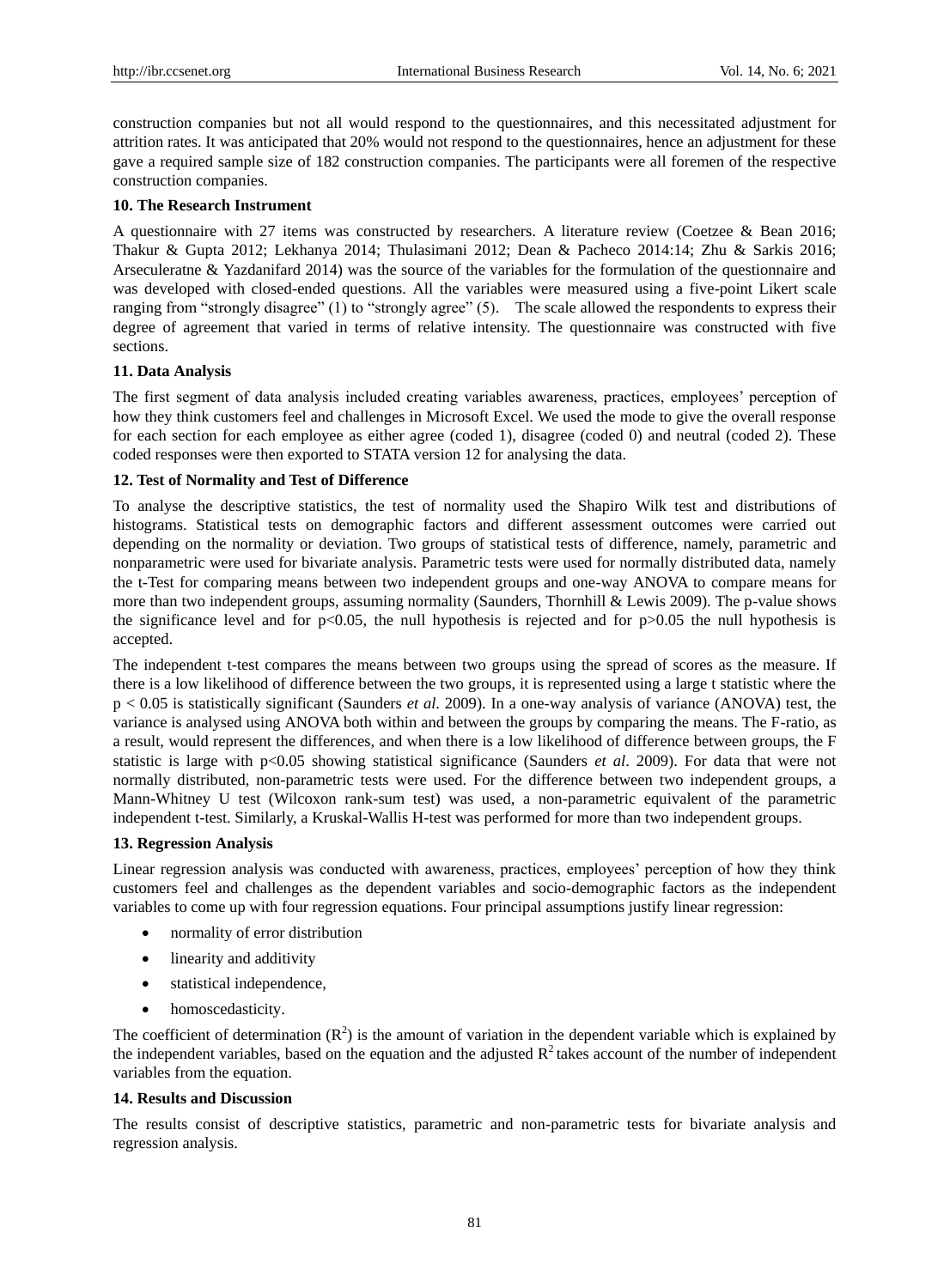construction companies but not all would respond to the questionnaires, and this necessitated adjustment for attrition rates. It was anticipated that 20% would not respond to the questionnaires, hence an adjustment for these gave a required sample size of 182 construction companies. The participants were all foremen of the respective construction companies.

## 10. The Research Instrument

A questionnaire with 27 items was constructed by researchers. A literature review (Coetzee & Bean 2016; Thakur & Gupta 2012; Lekhanya 2014; Thulasimani 2012; Dean & Pacheco 2014:14; Zhu & Sarkis 2016; Arseculeratne & Yazdanifard 2014) was the source of the variables for the formulation of the questionnaire and was developed with closed-ended questions. All the variables were measured using a five-point Likert scale ranging from "strongly disagree" (1) to "strongly agree" (5). The scale allowed the respondents to express their degree of agreement that varied in terms of relative intensity. The questionnaire was constructed with five sections.

## 11. Data Analysis

The first segment of data analysis included creating variables awareness, practices, employees' perception of how they think customers feel and challenges in Microsoft Excel. We used the mode to give the overall response for each section for each employee as either agree (coded 1), disagree (coded 0) and neutral (coded 2). These coded responses were then exported to STATA version 12 for analysing the data.

## 12. Test of Normality and Test of Difference

To analyse the descriptive statistics, the test of normality used the Shapiro Wilk test and distributions of histograms. Statistical tests on demographic factors and different assessment outcomes were carried out depending on the normality or deviation. Two groups of statistical tests of difference, namely, parametric and nonparametric were used for bivariate analysis. Parametric tests were used for normally distributed data, namely the t-Test for comparing means between two independent groups and one-way ANOVA to compare means for more than two independent groups, assuming normality (Saunders, Thornhill & Lewis 2009). The p-value shows the significance level and for $p<0.05$, the null hypothesis is rejected and for $p>0.05$ the null hypothesis is accepted.

The independent t-test compares the means between two groups using the spread of scores as the measure. If there is a low likelihood of difference between the two groups, it is represented using a large t statistic where the $p < 0.05$ is statistically significant (Saunders *et al.* 2009). In a one-way analysis of variance (ANOVA) test, the variance is analysed using ANOVA both within and between the groups by comparing the means. The F-ratio, as a result, would represent the differences, and when there is a low likelihood of difference between groups, the F statistic is large with $p<0.05$ showing statistical significance (Saunders *et al*. 2009). For data that were not normally distributed, non-parametric tests were used. For the difference between two independent groups, a Mann-Whitney U test (Wilcoxon rank-sum test) was used, a non-parametric equivalent of the parametric independent t-test. Similarly, a Kruskal-Wallis H-test was performed for more than two independent groups.

## 13. Regression Analysis

Linear regression analysis was conducted with awareness, practices, employees' perception of how they think customers feel and challenges as the dependent variables and socio-demographic factors as the independent variables to come up with four regression equations. Four principal assumptions justify linear regression:

- normality of error distribution
- linearity and additivity
- statistical independence,
- homoscedasticity.

The coefficient of determination ($R^2$) is the amount of variation in the dependent variable which is explained by the independent variables, based on the equation and the adjusted $R^2$ takes account of the number of independent variables from the equation.

## 14. Results and Discussion

The results consist of descriptive statistics, parametric and non-parametric tests for bivariate analysis and regression analysis.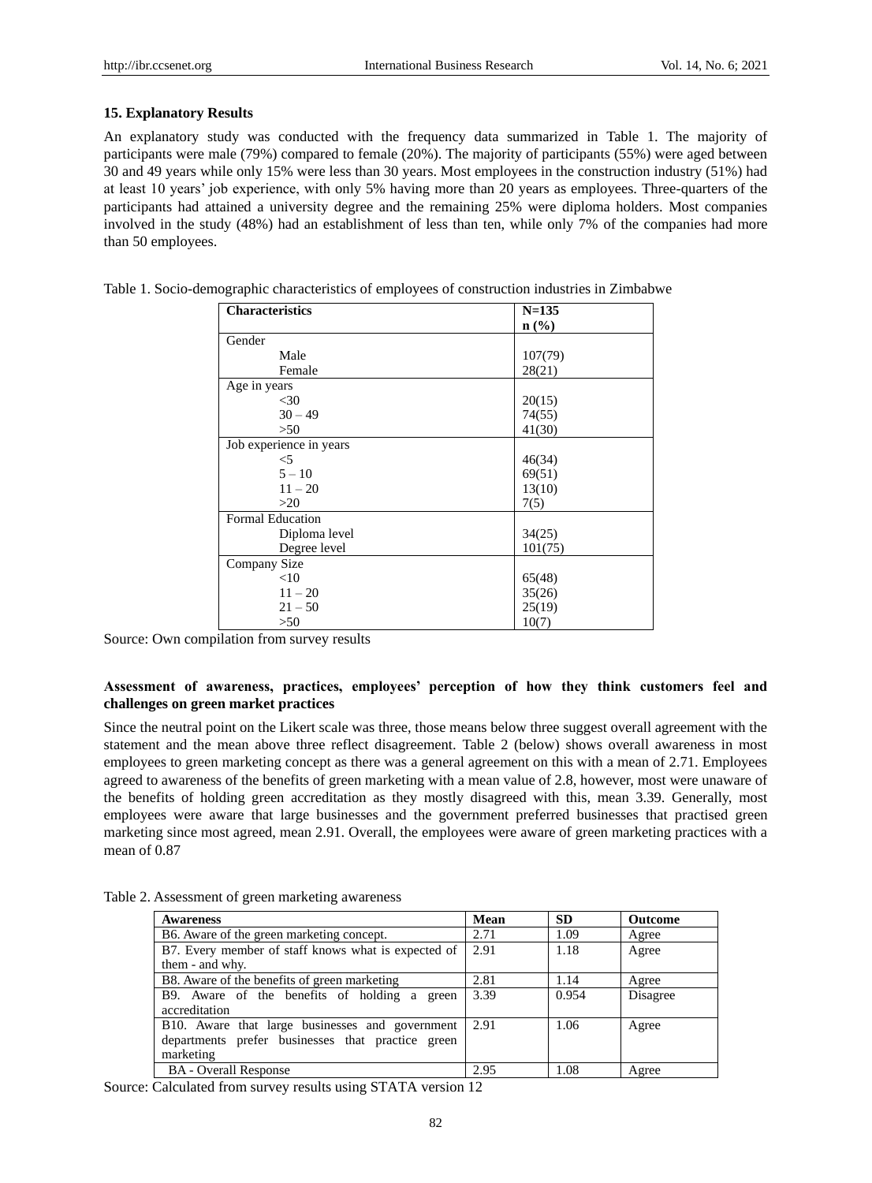### 15. Explanatory Results

An explanatory study was conducted with the frequency data summarized in Table 1. The majority of participants were male (79%) compared to female (20%). The majority of participants (55%) were aged between 30 and 49 years while only 15% were less than 30 years. Most employees in the construction industry (51%) had at least 10 years' job experience, with only 5% having more than 20 years as employees. Three-quarters of the participants had attained a university degree and the remaining 25% were diploma holders. Most companies involved in the study (48%) had an establishment of less than ten, while only 7% of the companies had more than 50 employees.

Table 1. Socio-demographic characteristics of employees of construction industries in Zimbabwe

| Characteristics | N=135<br>n (%) |
|---|---|
| Gender | |
| Male | 107(79) |
| Female | 28(21) |
| Age in years | |
| <30 | 20(15) |
| 30 – 49 | 74(55) |
| >50 | 41(30) |
| Job experience in years | |
| <5 | 46(34) |
| 5 – 10 | 69(51) |
| 11 – 20 | 13(10) |
| >20 | 7(5) |
| Formal Education | |
| Diploma level | 34(25) |
| Degree level | 101(75) |
| Company Size | |
| <10 | 65(48) |
| 11 – 20 | 35(26) |
| 21 – 50 | 25(19) |
| >50 | 10(7) |

Source: Own compilation from survey results

**Assessment of awareness, practices, employees' perception of how they think customers feel and challenges on green market practices**

Since the neutral point on the Likert scale was three, those means below three suggest overall agreement with the statement and the mean above three reflect disagreement. Table 2 (below) shows overall awareness in most employees to green marketing concept as there was a general agreement on this with a mean of 2.71. Employees agreed to awareness of the benefits of green marketing with a mean value of 2.8, however, most were unaware of the benefits of holding green accreditation as they mostly disagreed with this, mean 3.39. Generally, most employees were aware that large businesses and the government preferred businesses that practised green marketing since most agreed, mean 2.91. Overall, the employees were aware of green marketing practices with a mean of 0.87

Table 2. Assessment of green marketing awareness

| Awareness | Mean | SD | Outcome |
|---|---|---|---|
| B6. Aware of the green marketing concept. | 2.71 | 1.09 | Agree |
| B7. Every member of staff knows what is expected of them - and why. | 2.91 | 1.18 | Agree |
| B8. Aware of the benefits of green marketing | 2.81 | 1.14 | Agree |
| B9. Aware of the benefits of holding a green accreditation | 3.39 | 0.954 | Disagree |
| B10. Aware that large businesses and government departments prefer businesses that practice green marketing | 2.91 | 1.06 | Agree |
| BA - Overall Response | 2.95 | 1.08 | Agree |

Source: Calculated from survey results using STATA version 12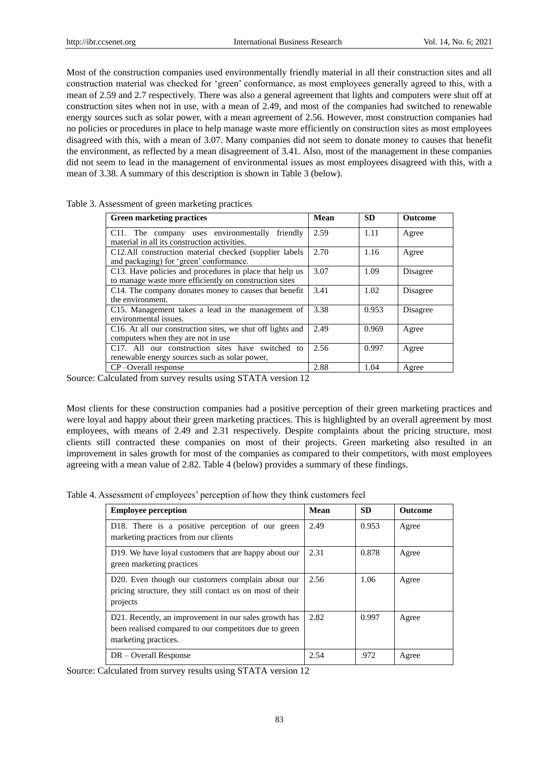Most of the construction companies used environmentally friendly material in all their construction sites and all construction material was checked for 'green' conformance, as most employees generally agreed to this, with a mean of 2.59 and 2.7 respectively. There was also a general agreement that lights and computers were shut off at construction sites when not in use, with a mean of 2.49, and most of the companies had switched to renewable energy sources such as solar power, with a mean agreement of 2.56. However, most construction companies had no policies or procedures in place to help manage waste more efficiently on construction sites as most employees disagreed with this, with a mean of 3.07. Many companies did not seem to donate money to causes that benefit the environment, as reflected by a mean disagreement of 3.41. Also, most of the management in these companies did not seem to lead in the management of environmental issues as most employees disagreed with this, with a mean of 3.38. A summary of this description is shown in Table 3 (below).

Table 3. Assessment of green marketing practices

| Green marketing practices | Mean | SD | Outcome |
|---|---|---|---|
| C11. The company uses environmentally friendly material in all its construction activities. | 2.59 | 1.11 | Agree |
| C12.All construction material checked (supplier labels and packaging) for 'green' conformance. | 2.70 | 1.16 | Agree |
| C13. Have policies and procedures in place that help us to manage waste more efficiently on construction sites | 3.07 | 1.09 | Disagree |
| C14. The company donates money to causes that benefit the environment. | 3.41 | 1.02 | Disagree |
| C15. Management takes a lead in the management of environmental issues. | 3.38 | 0.953 | Disagree |
| C16. At all our construction sites, we shut off lights and computers when they are not in use | 2.49 | 0.969 | Agree |
| C17. All our construction sites have switched to renewable energy sources such as solar power, | 2.56 | 0.997 | Agree |
| CP –Overall response | 2.88 | 1.04 | Agree |

Source: Calculated from survey results using STATA version 12

Most clients for these construction companies had a positive perception of their green marketing practices and were loyal and happy about their green marketing practices. This is highlighted by an overall agreement by most employees, with means of 2.49 and 2.31 respectively. Despite complaints about the pricing structure, most clients still contracted these companies on most of their projects. Green marketing also resulted in an improvement in sales growth for most of the companies as compared to their competitors, with most employees agreeing with a mean value of 2.82. Table 4 (below) provides a summary of these findings.

Table 4. Assessment of employees' perception of how they think customers feel

| Employee perception | Mean | SD | Outcome |
|---|---|---|---|
| D18. There is a positive perception of our green marketing practices from our clients | 2.49 | 0.953 | Agree |
| D19. We have loyal customers that are happy about our green marketing practices | 2.31 | 0.878 | Agree |
| D20. Even though our customers complain about our pricing structure, they still contact us on most of their projects | 2.56 | 1.06 | Agree |
| D21. Recently, an improvement in our sales growth has been realised compared to our competitors due to green marketing practices. | 2.82 | 0.997 | Agree |
| DR – Overall Response | 2.54 | .972 | Agree |

Source: Calculated from survey results using STATA version 12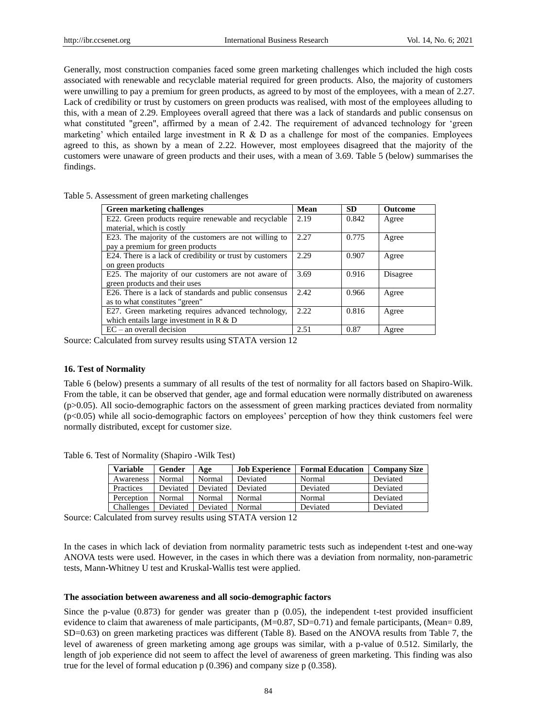Generally, most construction companies faced some green marketing challenges which included the high costs associated with renewable and recyclable material required for green products. Also, the majority of customers were unwilling to pay a premium for green products, as agreed to by most of the employees, with a mean of 2.27. Lack of credibility or trust by customers on green products was realised, with most of the employees alluding to this, with a mean of 2.29. Employees overall agreed that there was a lack of standards and public consensus on what constituted "green", affirmed by a mean of 2.42. The requirement of advanced technology for 'green marketing' which entailed large investment in R & D as a challenge for most of the companies. Employees agreed to this, as shown by a mean of 2.22. However, most employees disagreed that the majority of the customers were unaware of green products and their uses, with a mean of 3.69. Table 5 (below) summarises the findings.

Table 5. Assessment of green marketing challenges

| Green marketing challenges | Mean | SD | Outcome |
|---|---|---|---|
| E22. Green products require renewable and recyclable material, which is costly | 2.19 | 0.842 | Agree |
| E23. The majority of the customers are not willing to pay a premium for green products | 2.27 | 0.775 | Agree |
| E24. There is a lack of credibility or trust by customers on green products | 2.29 | 0.907 | Agree |
| E25. The majority of our customers are not aware of green products and their uses | 3.69 | 0.916 | Disagree |
| E26. There is a lack of standards and public consensus as to what constitutes "green" | 2.42 | 0.966 | Agree |
| E27. Green marketing requires advanced technology, which entails large investment in R & D | 2.22 | 0.816 | Agree |
| EC – an overall decision | 2.51 | 0.87 | Agree |

Source: Calculated from survey results using STATA version 12

### 16. Test of Normality

Table 6 (below) presents a summary of all results of the test of normality for all factors based on Shapiro-Wilk. From the table, it can be observed that gender, age and formal education were normally distributed on awareness ($p>0.05$). All socio-demographic factors on the assessment of green marking practices deviated from normality ($p<0.05$) while all socio-demographic factors on employees' perception of how they think customers feel were normally distributed, except for customer size.

Table 6. Test of Normality (Shapiro -Wilk Test)

| Variable | Gender | Age | Job Experience | Formal Education | Company Size |
|---|---|---|---|---|---|
| Awareness | Normal | Normal | Deviated | Normal | Deviated |
| Practices | Deviated | Deviated | Deviated | Deviated | Deviated |
| Perception | Normal | Normal | Normal | Normal | Deviated |
| Challenges | Deviated | Deviated | Normal | Deviated | Deviated |

Source: Calculated from survey results using STATA version 12

In the cases in which lack of deviation from normality parametric tests such as independent t-test and one-way ANOVA tests were used. However, in the cases in which there was a deviation from normality, non-parametric tests, Mann-Whitney U test and Kruskal-Wallis test were applied.

### The association between awareness and all socio-demographic factors

Since the p-value (0.873) for gender was greater than p (0.05), the independent t-test provided insufficient evidence to claim that awareness of male participants, (M=0.87, SD=0.71) and female participants, (Mean= 0.89, SD=0.63) on green marketing practices was different (Table 8). Based on the ANOVA results from Table 7, the level of awareness of green marketing among age groups was similar, with a p-value of 0.512. Similarly, the length of job experience did not seem to affect the level of awareness of green marketing. This finding was also true for the level of formal education p (0.396) and company size p (0.358).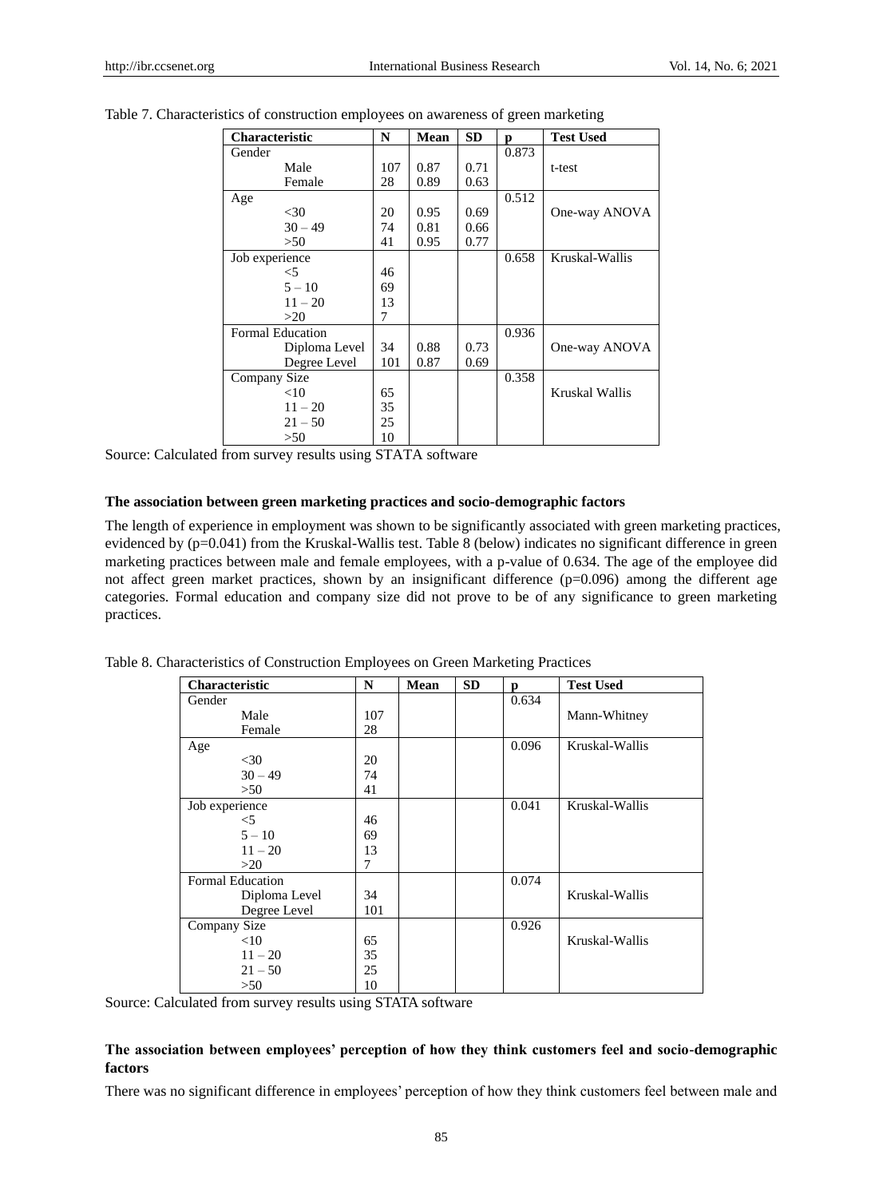Table 7. Characteristics of construction employees on awareness of green marketing

| Characteristic | N | Mean | SD | p | Test Used |
|---|---|---|---|---|---|
| Gender | | | | 0.873 | |
| Male | 107 | 0.87 | 0.71 | | t-test |
| Female | 28 | 0.89 | 0.63 | | |
| Age | | | | 0.512 | |
| <30 | 20 | 0.95 | 0.69 | | One-way ANOVA |
| 30 – 49 | 74 | 0.81 | 0.66 | | |
| >50 | 41 | 0.95 | 0.77 | | |
| Job experience | | | | 0.658 | Kruskal-Wallis |
| <5 | 46 | | | | |
| 5 – 10 | 69 | | | | |
| 11 – 20 | 13 | | | | |
| >20 | 7 | | | | |
| Formal Education | | | | 0.936 | |
| Diploma Level | 34 | 0.88 | 0.73 | | One-way ANOVA |
| Degree Level | 101 | 0.87 | 0.69 | | |
| Company Size | | | | 0.358 | |
| <10 | 65 | | | | Kruskal Wallis |
| 11 – 20 | 35 | | | | |
| 21 – 50 | 25 | | | | |
| >50 | 10 | | | | |

Source: Calculated from survey results using STATA software

**The association between green marketing practices and socio-demographic factors**

The length of experience in employment was shown to be significantly associated with green marketing practices, evidenced by (p=0.041) from the Kruskal-Wallis test. Table 8 (below) indicates no significant difference in green marketing practices between male and female employees, with a p-value of 0.634. The age of the employee did not affect green market practices, shown by an insignificant difference (p=0.096) among the different age categories. Formal education and company size did not prove to be of any significance to green marketing practices.

Table 8. Characteristics of Construction Employees on Green Marketing Practices

| Characteristic | N | Mean | SD | p | Test Used |
|---|---|---|---|---|---|
| Gender | | | | 0.634 | |
| Male | 107 | | | | Mann-Whitney |
| Female | 28 | | | | |
| Age | | | | 0.096 | Kruskal-Wallis |
| <30 | 20 | | | | |
| 30 – 49 | 74 | | | | |
| >50 | 41 | | | | |
| Job experience | | | | 0.041 | Kruskal-Wallis |
| <5 | 46 | | | | |
| 5 – 10 | 69 | | | | |
| 11 – 20 | 13 | | | | |
| >20 | 7 | | | | |
| Formal Education | | | | 0.074 | |
| Diploma Level | 34 | | | | Kruskal-Wallis |
| Degree Level | 101 | | | | |
| Company Size | | | | 0.926 | |
| <10 | 65 | | | | Kruskal-Wallis |
| 11 – 20 | 35 | | | | |
| 21 – 50 | 25 | | | | |
| >50 | 10 | | | | |

Source: Calculated from survey results using STATA software

**The association between employees' perception of how they think customers feel and socio-demographic factors**

There was no significant difference in employees' perception of how they think customers feel between male and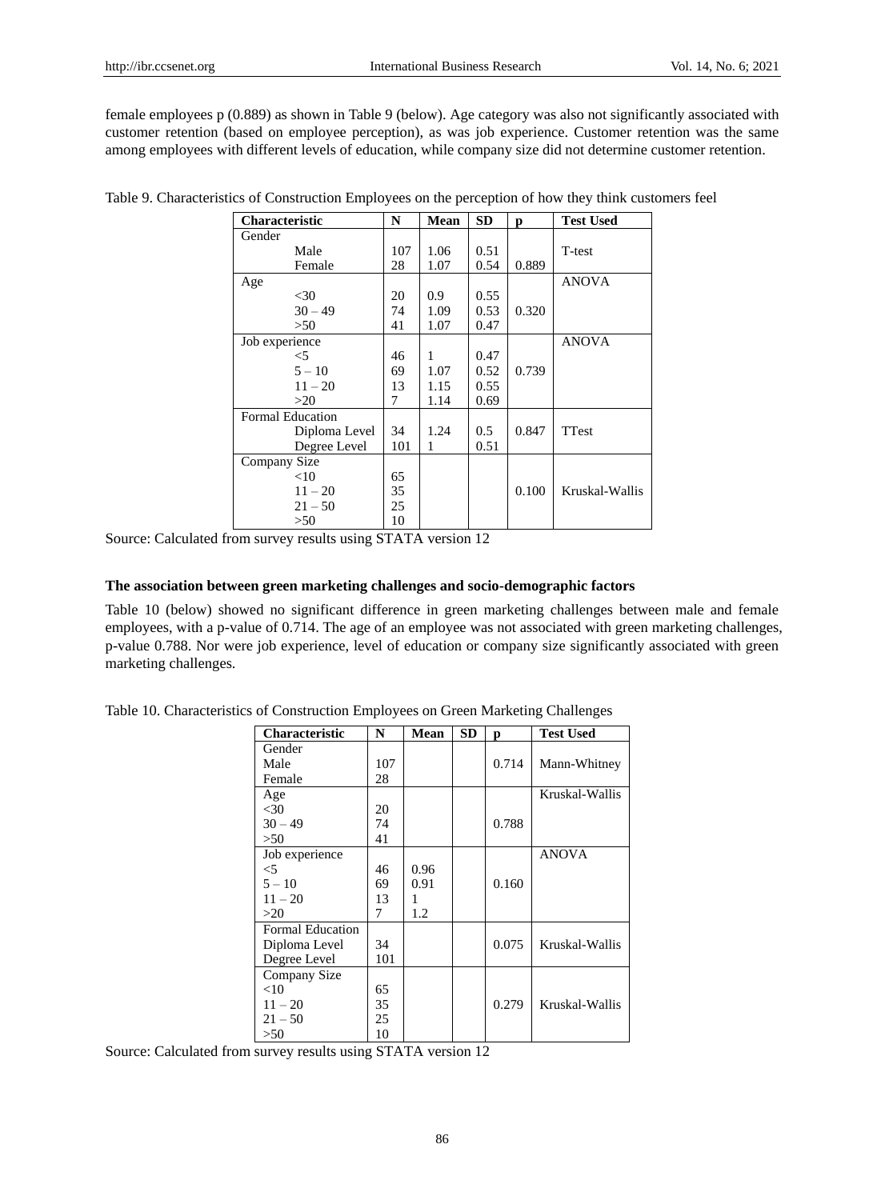female employees p (0.889) as shown in Table 9 (below). Age category was also not significantly associated with customer retention (based on employee perception), as was job experience. Customer retention was the same among employees with different levels of education, while company size did not determine customer retention.

Table 9. Characteristics of Construction Employees on the perception of how they think customers feel

| Characteristic | N | Mean | SD | p | Test Used |
|---|---|---|---|---|---|
| Gender | | | | | |
| Male | 107 | 1.06 | 0.51 | | T-test |
| Female | 28 | 1.07 | 0.54 | 0.889 | |
| Age | | | | | ANOVA |
| <30 | 20 | 0.9 | 0.55 | | |
| 30 – 49 | 74 | 1.09 | 0.53 | 0.320 | |
| >50 | 41 | 1.07 | 0.47 | | |
| Job experience | | | | | ANOVA |
| <5 | 46 | 1 | 0.47 | | |
| 5 – 10 | 69 | 1.07 | 0.52 | 0.739 | |
| 11 – 20 | 13 | 1.15 | 0.55 | | |
| >20 | 7 | 1.14 | 0.69 | | |
| Formal Education | | | | | |
| Diploma Level | 34 | 1.24 | 0.5 | 0.847 | TTest |
| Degree Level | 101 | 1 | 0.51 | | |
| Company Size | | | | | |
| <10 | 65 | | | | |
| 11 – 20 | 35 | | | 0.100 | Kruskal-Wallis |
| 21 – 50 | 25 | | | | |
| >50 | 10 | | | | |

Source: Calculated from survey results using STATA version 12

**The association between green marketing challenges and socio-demographic factors**

Table 10 (below) showed no significant difference in green marketing challenges between male and female employees, with a p-value of 0.714. The age of an employee was not associated with green marketing challenges, p-value 0.788. Nor were job experience, level of education or company size significantly associated with green marketing challenges.

Table 10. Characteristics of Construction Employees on Green Marketing Challenges

| Characteristic | N | Mean | SD | p | Test Used |
|---|---|---|---|---|---|
| Gender | | | | | |
| Male | 107 | | | 0.714 | Mann-Whitney |
| Female | 28 | | | | |
| Age | | | | | Kruskal-Wallis |
| <30 | 20 | | | | |
| 30 – 49 | 74 | | | 0.788 | |
| >50 | 41 | | | | |
| Job experience | | | | | ANOVA |
| <5 | 46 | 0.96 | | | |
| 5 – 10 | 69 | 0.91 | | 0.160 | |
| 11 – 20 | 13 | 1 | | | |
| >20 | 7 | 1.2 | | | |
| Formal Education | | | | | |
| Diploma Level | 34 | | | 0.075 | Kruskal-Wallis |
| Degree Level | 101 | | | | |
| Company Size | | | | | |
| <10 | 65 | | | | |
| 11 – 20 | 35 | | | 0.279 | Kruskal-Wallis |
| 21 – 50 | 25 | | | | |
| >50 | 10 | | | | |

Source: Calculated from survey results using STATA version 12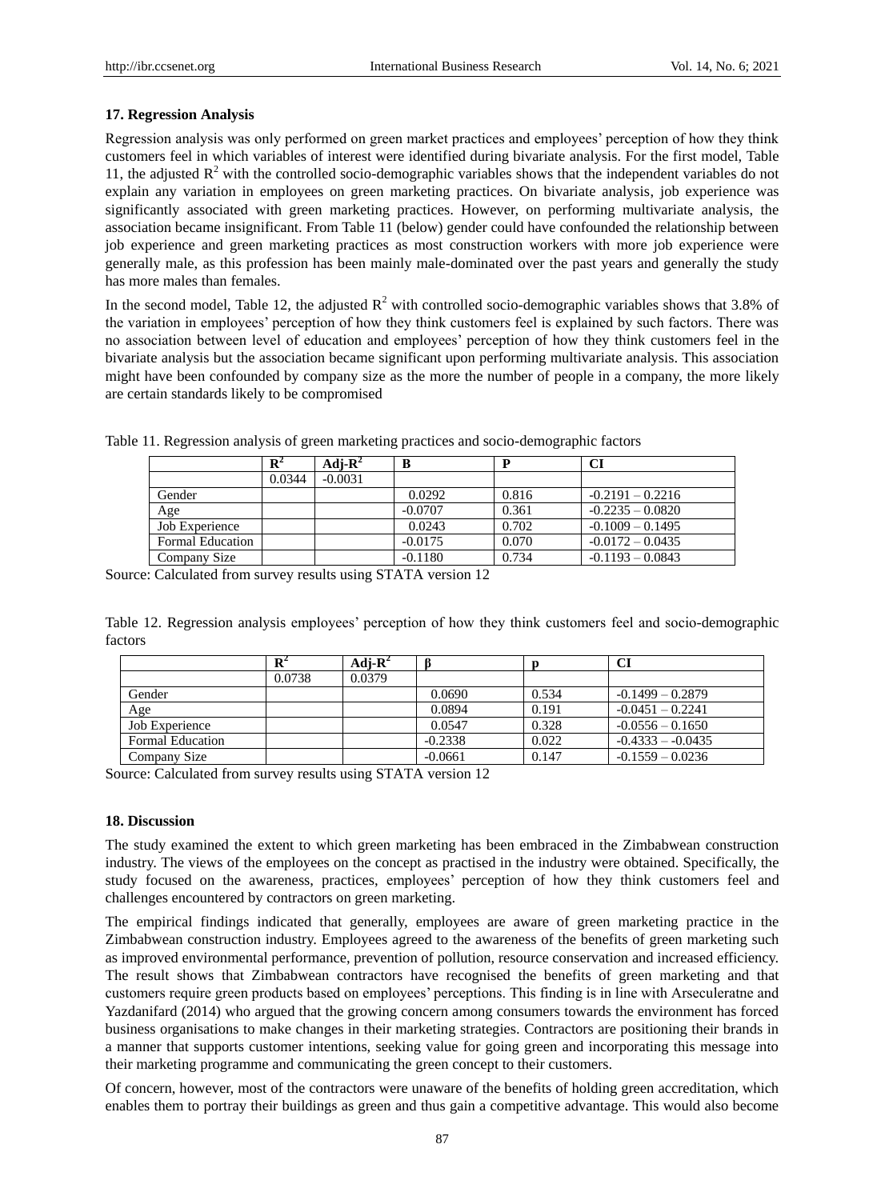## 17. Regression Analysis

Regression analysis was only performed on green market practices and employees' perception of how they think customers feel in which variables of interest were identified during bivariate analysis. For the first model, Table 11, the adjusted $R^2$ with the controlled socio-demographic variables shows that the independent variables do not explain any variation in employees on green marketing practices. On bivariate analysis, job experience was significantly associated with green marketing practices. However, on performing multivariate analysis, the association became insignificant. From Table 11 (below) gender could have confounded the relationship between job experience and green marketing practices as most construction workers with more job experience were generally male, as this profession has been mainly male-dominated over the past years and generally the study has more males than females.

In the second model, Table 12, the adjusted $R^2$ with controlled socio-demographic variables shows that 3.8% of the variation in employees' perception of how they think customers feel is explained by such factors. There was no association between level of education and employees' perception of how they think customers feel in the bivariate analysis but the association became significant upon performing multivariate analysis. This association might have been confounded by company size as the more the number of people in a company, the more likely are certain standards likely to be compromised

Table 11. Regression analysis of green marketing practices and socio-demographic factors

| | $R^2$ | Adj-$R^2$ | B | P | CI |
|---|---|---|---|---|---|
| | 0.0344 | -0.0031 | | | |
| Gender | | | 0.0292 | 0.816 | -0.2191 – 0.2216 |
| Age | | | -0.0707 | 0.361 | -0.2235 – 0.0820 |
| Job Experience | | | 0.0243 | 0.702 | -0.1009 – 0.1495 |
| Formal Education | | | -0.0175 | 0.070 | -0.0172 – 0.0435 |
| Company Size | | | -0.1180 | 0.734 | -0.1193 – 0.0843 |

Source: Calculated from survey results using STATA version 12

Table 12. Regression analysis employees' perception of how they think customers feel and socio-demographic factors

| | $R^2$ | Adj-$R^2$ | β | p | CI |
|---|---|---|---|---|---|
| | 0.0738 | 0.0379 | | | |
| Gender | | | 0.0690 | 0.534 | -0.1499 – 0.2879 |
| Age | | | 0.0894 | 0.191 | -0.0451 – 0.2241 |
| Job Experience | | | 0.0547 | 0.328 | -0.0556 – 0.1650 |
| Formal Education | | | -0.2338 | 0.022 | -0.4333 – -0.0435 |
| Company Size | | | -0.0661 | 0.147 | -0.1559 – 0.0236 |

Source: Calculated from survey results using STATA version 12

## 18. Discussion

The study examined the extent to which green marketing has been embraced in the Zimbabwean construction industry. The views of the employees on the concept as practised in the industry were obtained. Specifically, the study focused on the awareness, practices, employees' perception of how they think customers feel and challenges encountered by contractors on green marketing.

The empirical findings indicated that generally, employees are aware of green marketing practice in the Zimbabwean construction industry. Employees agreed to the awareness of the benefits of green marketing such as improved environmental performance, prevention of pollution, resource conservation and increased efficiency. The result shows that Zimbabwean contractors have recognised the benefits of green marketing and that customers require green products based on employees' perceptions. This finding is in line with Arseculeratne and Yazdanifard (2014) who argued that the growing concern among consumers towards the environment has forced business organisations to make changes in their marketing strategies. Contractors are positioning their brands in a manner that supports customer intentions, seeking value for going green and incorporating this message into their marketing programme and communicating the green concept to their customers.

Of concern, however, most of the contractors were unaware of the benefits of holding green accreditation, which enables them to portray their buildings as green and thus gain a competitive advantage. This would also become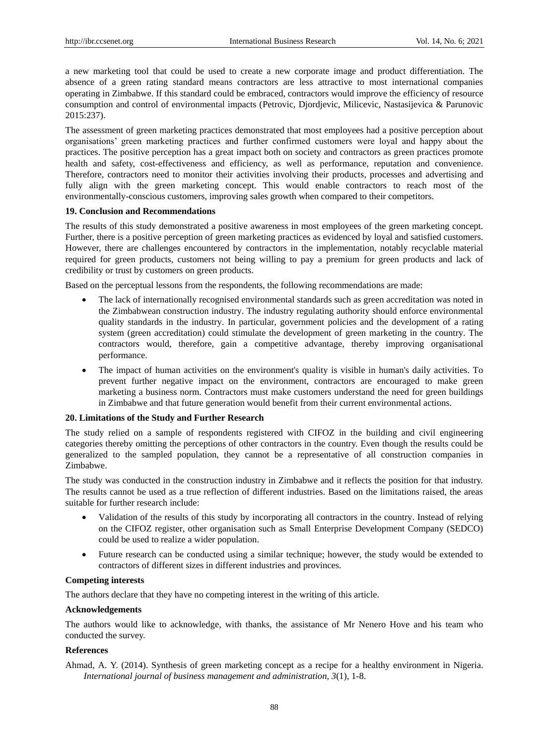a new marketing tool that could be used to create a new corporate image and product differentiation. The absence of a green rating standard means contractors are less attractive to most international companies operating in Zimbabwe. If this standard could be embraced, contractors would improve the efficiency of resource consumption and control of environmental impacts (Petrovic, Djordjevic, Milicevic, Nastasijevica & Parunovic 2015:237).

The assessment of green marketing practices demonstrated that most employees had a positive perception about organisations' green marketing practices and further confirmed customers were loyal and happy about the practices. The positive perception has a great impact both on society and contractors as green practices promote health and safety, cost-effectiveness and efficiency, as well as performance, reputation and convenience. Therefore, contractors need to monitor their activities involving their products, processes and advertising and fully align with the green marketing concept. This would enable contractors to reach most of the environmentally-conscious customers, improving sales growth when compared to their competitors.

## 19. Conclusion and Recommendations

The results of this study demonstrated a positive awareness in most employees of the green marketing concept. Further, there is a positive perception of green marketing practices as evidenced by loyal and satisfied customers. However, there are challenges encountered by contractors in the implementation, notably recyclable material required for green products, customers not being willing to pay a premium for green products and lack of credibility or trust by customers on green products.

Based on the perceptual lessons from the respondents, the following recommendations are made:

- The lack of internationally recognised environmental standards such as green accreditation was noted in the Zimbabwean construction industry. The industry regulating authority should enforce environmental quality standards in the industry. In particular, government policies and the development of a rating system (green accreditation) could stimulate the development of green marketing in the country. The contractors would, therefore, gain a competitive advantage, thereby improving organisational performance.
- The impact of human activities on the environment's quality is visible in human's daily activities. To prevent further negative impact on the environment, contractors are encouraged to make green marketing a business norm. Contractors must make customers understand the need for green buildings in Zimbabwe and that future generation would benefit from their current environmental actions.

## 20. Limitations of the Study and Further Research

The study relied on a sample of respondents registered with CIFOZ in the building and civil engineering categories thereby omitting the perceptions of other contractors in the country. Even though the results could be generalized to the sampled population, they cannot be a representative of all construction companies in Zimbabwe.

The study was conducted in the construction industry in Zimbabwe and it reflects the position for that industry. The results cannot be used as a true reflection of different industries. Based on the limitations raised, the areas suitable for further research include:

- Validation of the results of this study by incorporating all contractors in the country. Instead of relying on the CIFOZ register, other organisation such as Small Enterprise Development Company (SEDCO) could be used to realize a wider population.
- Future research can be conducted using a similar technique; however, the study would be extended to contractors of different sizes in different industries and provinces.

## Competing interests

The authors declare that they have no competing interest in the writing of this article.

## Acknowledgements

The authors would like to acknowledge, with thanks, the assistance of Mr Nenero Hove and his team who conducted the survey.

## References

Ahmad, A. Y. (2014). Synthesis of green marketing concept as a recipe for a healthy environment in Nigeria. *International journal of business management and administration*, *3*(1), 1-8.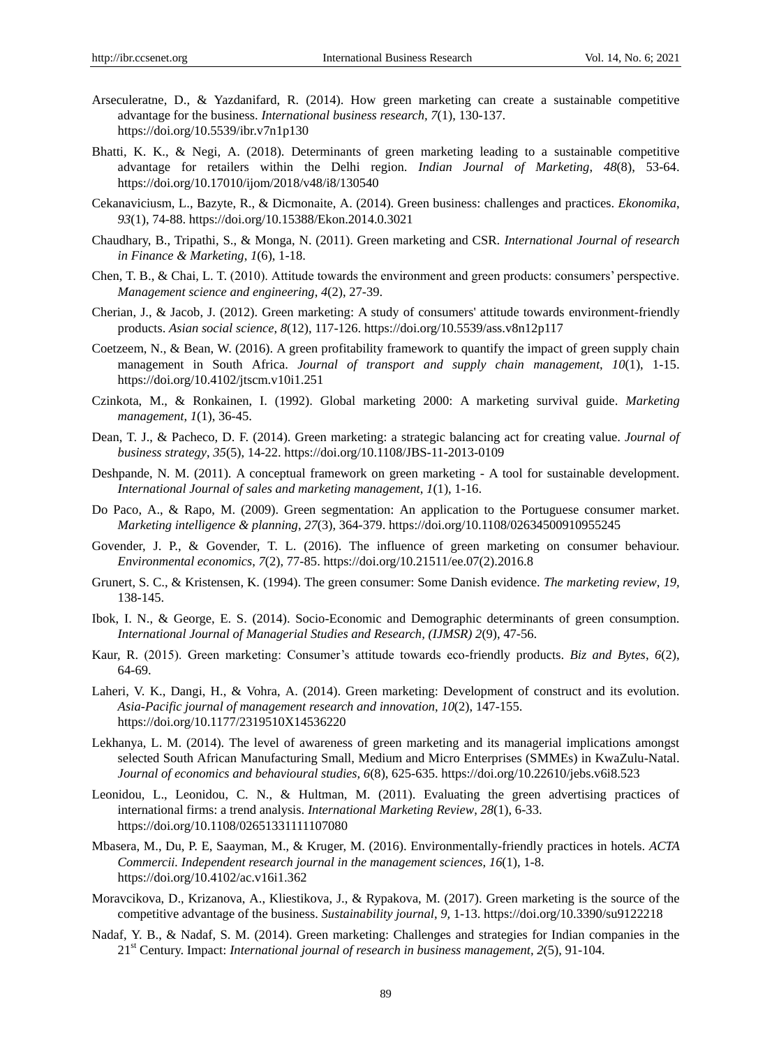Arseculeratne, D., & Yazdanifard, R. (2014). How green marketing can create a sustainable competitive advantage for the business. *International business research*, *7*(1), 130-137. https://doi.org/10.5539/ibr.v7n1p130

Bhatti, K. K., & Negi, A. (2018). Determinants of green marketing leading to a sustainable competitive advantage for retailers within the Delhi region. *Indian Journal of Marketing*, *48*(8), 53-64. https://doi.org/10.17010/ijom/2018/v48/i8/130540

Cekanaviciusm, L., Bazyte, R., & Dicmonaite, A. (2014). Green business: challenges and practices. *Ekonomika*, *93*(1), 74-88. https://doi.org/10.15388/Ekon.2014.0.3021

Chaudhary, B., Tripathi, S., & Monga, N. (2011). Green marketing and CSR. *International Journal of research in Finance & Marketing*, *1*(6), 1-18.

Chen, T. B., & Chai, L. T. (2010). Attitude towards the environment and green products: consumers' perspective. *Management science and engineering*, *4*(2), 27-39.

Cherian, J., & Jacob, J. (2012). Green marketing: A study of consumers' attitude towards environment-friendly products. *Asian social science*, *8*(12), 117-126. https://doi.org/10.5539/ass.v8n12p117

Coetzeem, N., & Bean, W. (2016). A green profitability framework to quantify the impact of green supply chain management in South Africa. *Journal of transport and supply chain management*, *10*(1), 1-15. https://doi.org/10.4102/jtscm.v10i1.251

Czinkota, M., & Ronkainen, I. (1992). Global marketing 2000: A marketing survival guide. *Marketing management*, *1*(1), 36-45.

Dean, T. J., & Pacheco, D. F. (2014). Green marketing: a strategic balancing act for creating value. *Journal of business strategy*, *35*(5), 14-22. https://doi.org/10.1108/JBS-11-2013-0109

Deshpande, N. M. (2011). A conceptual framework on green marketing - A tool for sustainable development. *International Journal of sales and marketing management*, *1*(1), 1-16.

Do Paco, A., & Rapo, M. (2009). Green segmentation: An application to the Portuguese consumer market. *Marketing intelligence & planning*, *27*(3), 364-379. https://doi.org/10.1108/02634500910955245

Govender, J. P., & Govender, T. L. (2016). The influence of green marketing on consumer behaviour. *Environmental economics*, *7*(2), 77-85. https://doi.org/10.21511/ee.07(2).2016.8

Grunert, S. C., & Kristensen, K. (1994). The green consumer: Some Danish evidence. *The marketing review*, *19*, 138-145.

Ibok, I. N., & George, E. S. (2014). Socio-Economic and Demographic determinants of green consumption. *International Journal of Managerial Studies and Research, (IJMSR) 2*(9), 47-56.

Kaur, R. (2015). Green marketing: Consumer's attitude towards eco-friendly products. *Biz and Bytes*, *6*(2), 64-69.

Laheri, V. K., Dangi, H., & Vohra, A. (2014). Green marketing: Development of construct and its evolution. *Asia-Pacific journal of management research and innovation*, *10*(2), 147-155. https://doi.org/10.1177/2319510X14536220

Lekhanya, L. M. (2014). The level of awareness of green marketing and its managerial implications amongst selected South African Manufacturing Small, Medium and Micro Enterprises (SMMEs) in KwaZulu-Natal. *Journal of economics and behavioural studies*, *6*(8), 625-635. https://doi.org/10.22610/jebs.v6i8.523

Leonidou, L., Leonidou, C. N., & Hultman, M. (2011). Evaluating the green advertising practices of international firms: a trend analysis. *International Marketing Review*, *28*(1), 6-33. https://doi.org/10.1108/02651331111107080

Mbasera, M., Du, P. E, Saayman, M., & Kruger, M. (2016). Environmentally-friendly practices in hotels. *ACTA Commercii. Independent research journal in the management sciences*, *16*(1), 1-8. https://doi.org/10.4102/ac.v16i1.362

Moravcikova, D., Krizanova, A., Kliestikova, J., & Rypakova, M. (2017). Green marketing is the source of the competitive advantage of the business. *Sustainability journal*, *9*, 1-13. https://doi.org/10.3390/su9122218

Nadaf, Y. B., & Nadaf, S. M. (2014). Green marketing: Challenges and strategies for Indian companies in the 21st Century. Impact: *International journal of research in business management*, *2*(5), 91-104.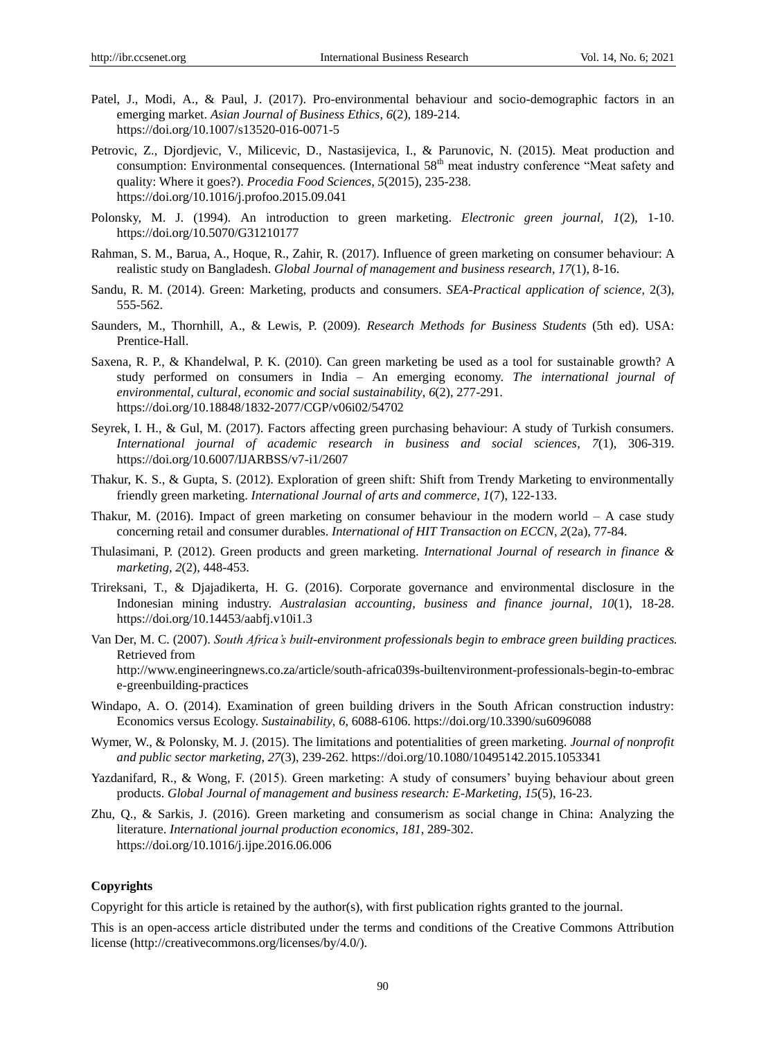Patel, J., Modi, A., & Paul, J. (2017). Pro-environmental behaviour and socio-demographic factors in an emerging market. *Asian Journal of Business Ethics*, *6*(2), 189-214. https://doi.org/10.1007/s13520-016-0071-5

Petrovic, Z., Djordjevic, V., Milicevic, D., Nastasijevica, I., & Parunovic, N. (2015). Meat production and consumption: Environmental consequences. (International 58th meat industry conference "Meat safety and quality: Where it goes?). *Procedia Food Sciences, 5*(2015), 235-238. https://doi.org/10.1016/j.profoo.2015.09.041

Polonsky, M. J. (1994). An introduction to green marketing. *Electronic green journal*, *1*(2), 1-10. https://doi.org/10.5070/G31210177

Rahman, S. M., Barua, A., Hoque, R., Zahir, R. (2017). Influence of green marketing on consumer behaviour: A realistic study on Bangladesh. *Global Journal of management and business research*, *17*(1), 8-16.

Sandu, R. M. (2014). Green: Marketing, products and consumers. *SEA-Practical application of science,* 2(3), 555-562.

Saunders, M., Thornhill, A., & Lewis, P. (2009). *Research Methods for Business Students* (5th ed). USA: Prentice-Hall.

Saxena, R. P., & Khandelwal, P. K. (2010). Can green marketing be used as a tool for sustainable growth? A study performed on consumers in India – An emerging economy. *The international journal of environmental, cultural, economic and social sustainability*, *6*(2), 277-291. https://doi.org/10.18848/1832-2077/CGP/v06i02/54702

Seyrek, I. H., & Gul, M. (2017). Factors affecting green purchasing behaviour: A study of Turkish consumers. *International journal of academic research in business and social sciences*, *7*(1), 306-319. https://doi.org/10.6007/IJARBSS/v7-i1/2607

Thakur, K. S., & Gupta, S. (2012). Exploration of green shift: Shift from Trendy Marketing to environmentally friendly green marketing. *International Journal of arts and commerce, 1*(7), 122-133.

Thakur, M. (2016). Impact of green marketing on consumer behaviour in the modern world – A case study concerning retail and consumer durables. *International of HIT Transaction on ECCN*, *2*(2a), 77-84.

Thulasimani, P. (2012). Green products and green marketing. *International Journal of research in finance & marketing*, *2*(2), 448-453.

Trireksani, T., & Djajadikerta, H. G. (2016). Corporate governance and environmental disclosure in the Indonesian mining industry. *Australasian accounting, business and finance journal*, *10*(1), 18-28. https://doi.org/10.14453/aabfj.v10i1.3

Van Der, M. C. (2007). *South Africa's built-environment professionals begin to embrace green building practices.* Retrieved from http://www.engineeringnews.co.za/article/south-africa039s-builtenvironment-professionals-begin-to-embrace-greenbuilding-practices

Windapo, A. O. (2014). Examination of green building drivers in the South African construction industry: Economics versus Ecology. *Sustainability*, *6*, 6088-6106. https://doi.org/10.3390/su6096088

Wymer, W., & Polonsky, M. J. (2015). The limitations and potentialities of green marketing. *Journal of nonprofit and public sector marketing*, *27*(3), 239-262. https://doi.org/10.1080/10495142.2015.1053341

Yazdanifard, R., & Wong, F. (2015). Green marketing: A study of consumers' buying behaviour about green products. *Global Journal of management and business research: E-Marketing*, *15*(5), 16-23.

Zhu, Q., & Sarkis, J. (2016). Green marketing and consumerism as social change in China: Analyzing the literature. *International journal production economics*, *181*, 289-302. https://doi.org/10.1016/j.ijpe.2016.06.006

**Copyrights**

Copyright for this article is retained by the author(s), with first publication rights granted to the journal.

This is an open-access article distributed under the terms and conditions of the Creative Commons Attribution license (http://creativecommons.org/licenses/by/4.0/).